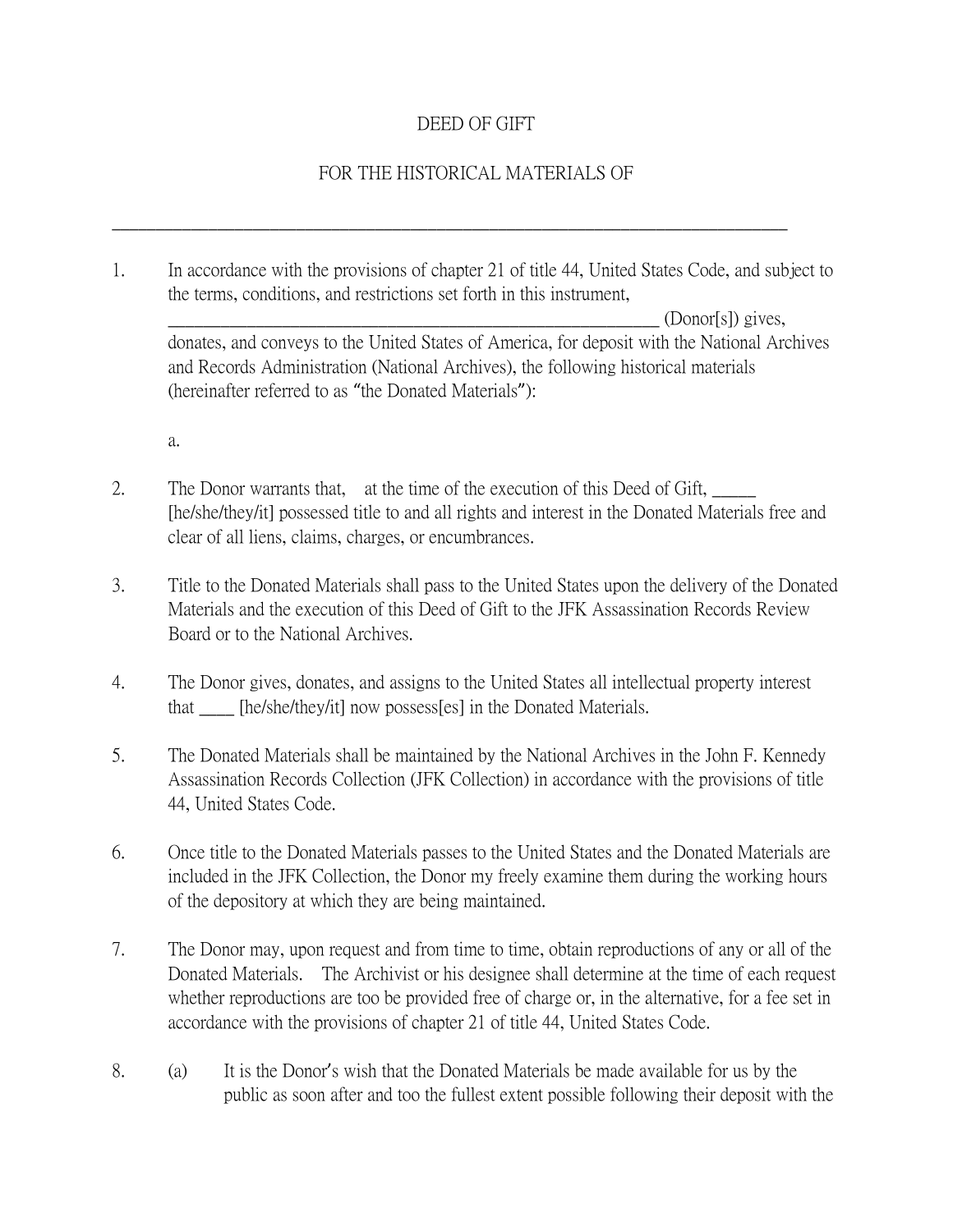# DEED OF GIFT

## FOR THE HISTORICAL MATERIALS OF

_______________________________________________________________________________

1. In accordance with the provisions of chapter 21 of title 44, United States Code, and subject to the terms, conditions, and restrictions set forth in this instrument, ____________________________________________________________ (Donor[s]) gives, donates, and conveys to the United States of America, for deposit with the National Archives and Records Administration (National Archives), the following historical materials (hereinafter referred to as "the Donated Materials"):

   a.

2. The Donor warrants that, at the time of the execution of this Deed of Gift, _____ [he/she/they/it] possessed title to and all rights and interest in the Donated Materials free and clear of all liens, claims, charges, or encumbrances.

3. Title to the Donated Materials shall pass to the United States upon the delivery of the Donated Materials and the execution of this Deed of Gift to the JFK Assassination Records Review Board or to the National Archives.

4. The Donor gives, donates, and assigns to the United States all intellectual property interest that ____ [he/she/they/it] now possess[es] in the Donated Materials.

5. The Donated Materials shall be maintained by the National Archives in the John F. Kennedy Assassination Records Collection (JFK Collection) in accordance with the provisions of title 44, United States Code.

6. Once title to the Donated Materials passes to the United States and the Donated Materials are included in the JFK Collection, the Donor my freely examine them during the working hours of the depository at which they are being maintained.

7. The Donor may, upon request and from time to time, obtain reproductions of any or all of the Donated Materials. The Archivist or his designee shall determine at the time of each request whether reproductions are too be provided free of charge or, in the alternative, for a fee set in accordance with the provisions of chapter 21 of title 44, United States Code.

8. (a) It is the Donor's wish that the Donated Materials be made available for us by the public as soon after and too the fullest extent possible following their deposit with the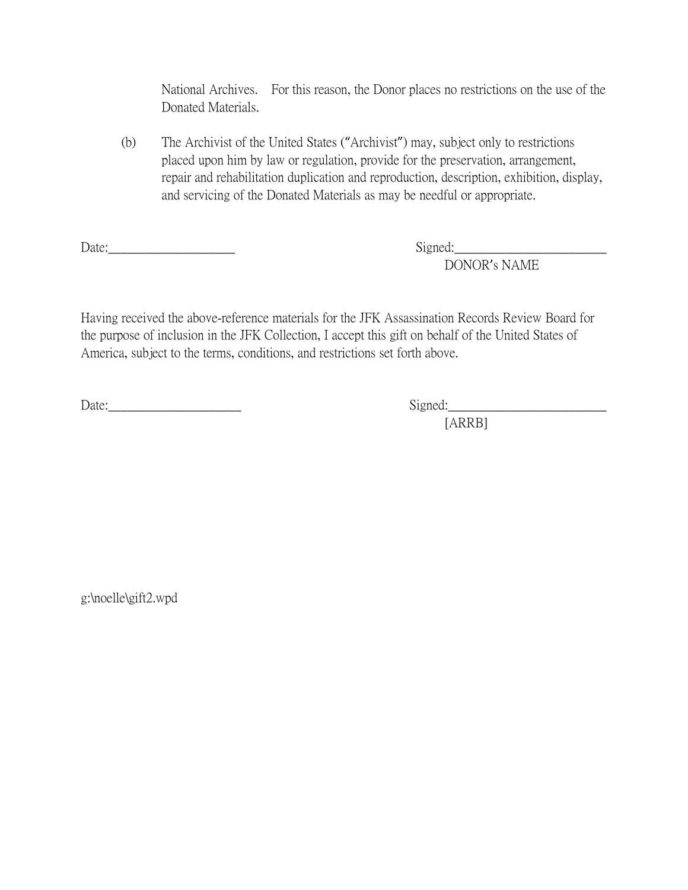National Archives. For this reason, the Donor places no restrictions on the use of the Donated Materials.

(b) The Archivist of the United States ("Archivist") may, subject only to restrictions placed upon him by law or regulation, provide for the preservation, arrangement, repair and rehabilitation duplication and reproduction, description, exhibition, display, and servicing of the Donated Materials as may be needful or appropriate.

Date:____________________ Signed:________________________
DONOR's NAME

Having received the above-reference materials for the JFK Assassination Records Review Board for the purpose of inclusion in the JFK Collection, I accept this gift on behalf of the United States of America, subject to the terms, conditions, and restrictions set forth above.

Date:_____________________ Signed:_________________________
[ARRB]

g:\noelle\gift2.wpd